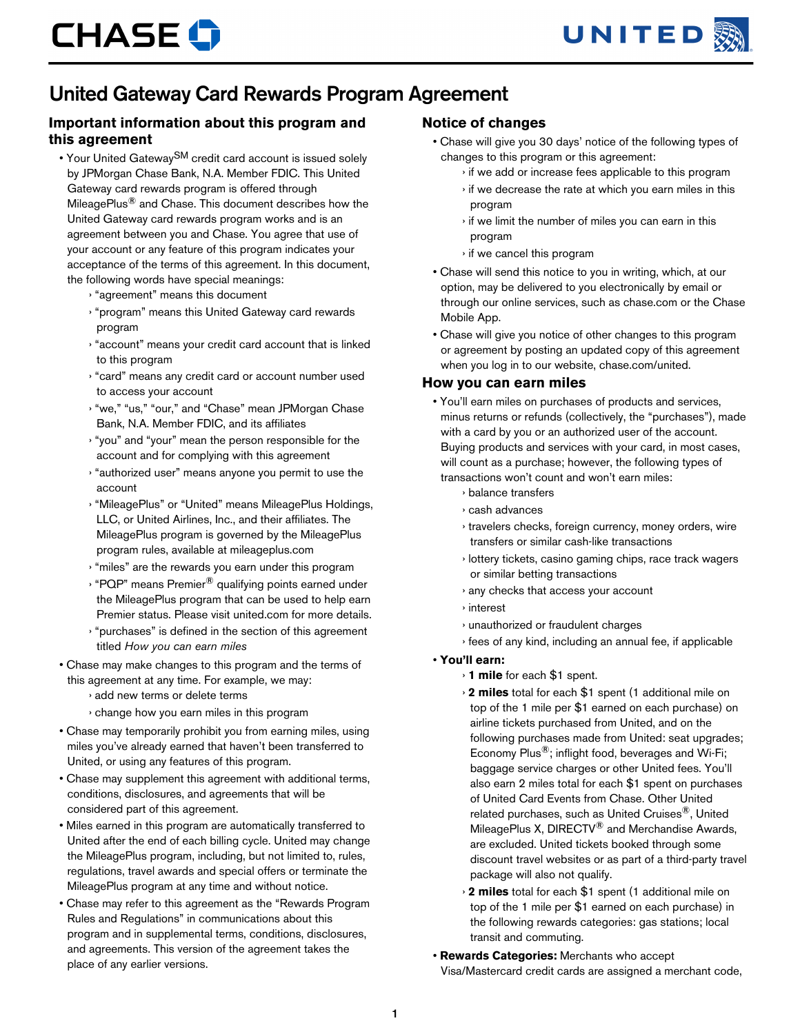# United Gateway Card Rewards Program Agreement

## Important information about this program and this agreement

- Your United Gateway℠ credit card account is issued solely by JPMorgan Chase Bank, N.A. Member FDIC. This United Gateway card rewards program is offered through MileagePlus® and Chase. This document describes how the United Gateway card rewards program works and is an agreement between you and Chase. You agree that use of your account or any feature of this program indicates your acceptance of the terms of this agreement. In this document, the following words have special meanings:
  - "agreement" means this document
  - "program" means this United Gateway card rewards program
  - "account" means your credit card account that is linked to this program
  - "card" means any credit card or account number used to access your account
  - "we," "us," "our," and "Chase" mean JPMorgan Chase Bank, N.A. Member FDIC, and its affiliates
  - "you" and "your" mean the person responsible for the account and for complying with this agreement
  - "authorized user" means anyone you permit to use the account
  - "MileagePlus" or "United" means MileagePlus Holdings, LLC, or United Airlines, Inc., and their affiliates. The MileagePlus program is governed by the MileagePlus program rules, available at mileageplus.com
  - "miles" are the rewards you earn under this program
  - "PQP" means Premier® qualifying points earned under the MileagePlus program that can be used to help earn Premier status. Please visit united.com for more details.
  - "purchases" is defined in the section of this agreement titled *How you can earn miles*
- Chase may make changes to this program and the terms of this agreement at any time. For example, we may:
  - add new terms or delete terms
  - change how you earn miles in this program
- Chase may temporarily prohibit you from earning miles, using miles you've already earned that haven't been transferred to United, or using any features of this program.
- Chase may supplement this agreement with additional terms, conditions, disclosures, and agreements that will be considered part of this agreement.
- Miles earned in this program are automatically transferred to United after the end of each billing cycle. United may change the MileagePlus program, including, but not limited to, rules, regulations, travel awards and special offers or terminate the MileagePlus program at any time and without notice.
- Chase may refer to this agreement as the "Rewards Program Rules and Regulations" in communications about this program and in supplemental terms, conditions, disclosures, and agreements. This version of the agreement takes the place of any earlier versions.

## Notice of changes

- Chase will give you 30 days' notice of the following types of changes to this program or this agreement:
  - if we add or increase fees applicable to this program
  - if we decrease the rate at which you earn miles in this program
  - if we limit the number of miles you can earn in this program
  - if we cancel this program
- Chase will send this notice to you in writing, which, at our option, may be delivered to you electronically by email or through our online services, such as chase.com or the Chase Mobile App.
- Chase will give you notice of other changes to this program or agreement by posting an updated copy of this agreement when you log in to our website, chase.com/united.

## How you can earn miles

- You'll earn miles on purchases of products and services, minus returns or refunds (collectively, the "purchases"), made with a card by you or an authorized user of the account. Buying products and services with your card, in most cases, will count as a purchase; however, the following types of transactions won't count and won't earn miles:
  - balance transfers
  - cash advances
  - travelers checks, foreign currency, money orders, wire transfers or similar cash-like transactions
  - lottery tickets, casino gaming chips, race track wagers or similar betting transactions
  - any checks that access your account
  - interest
  - unauthorized or fraudulent charges
  - fees of any kind, including an annual fee, if applicable
- **You'll earn:**
  - **1 mile** for each $1 spent.
  - **2 miles** total for each $1 spent (1 additional mile on top of the 1 mile per $1 earned on each purchase) on airline tickets purchased from United, and on the following purchases made from United: seat upgrades; Economy Plus®; inflight food, beverages and Wi-Fi; baggage service charges or other United fees. You'll also earn 2 miles total for each $1 spent on purchases of United Card Events from Chase. Other United related purchases, such as United Cruises®, United MileagePlus X, DIRECTV® and Merchandise Awards, are excluded. United tickets booked through some discount travel websites or as part of a third-party travel package will also not qualify.
  - **2 miles** total for each $1 spent (1 additional mile on top of the 1 mile per $1 earned on each purchase) in the following rewards categories: gas stations; local transit and commuting.
- **Rewards Categories:** Merchants who accept Visa/Mastercard credit cards are assigned a merchant code,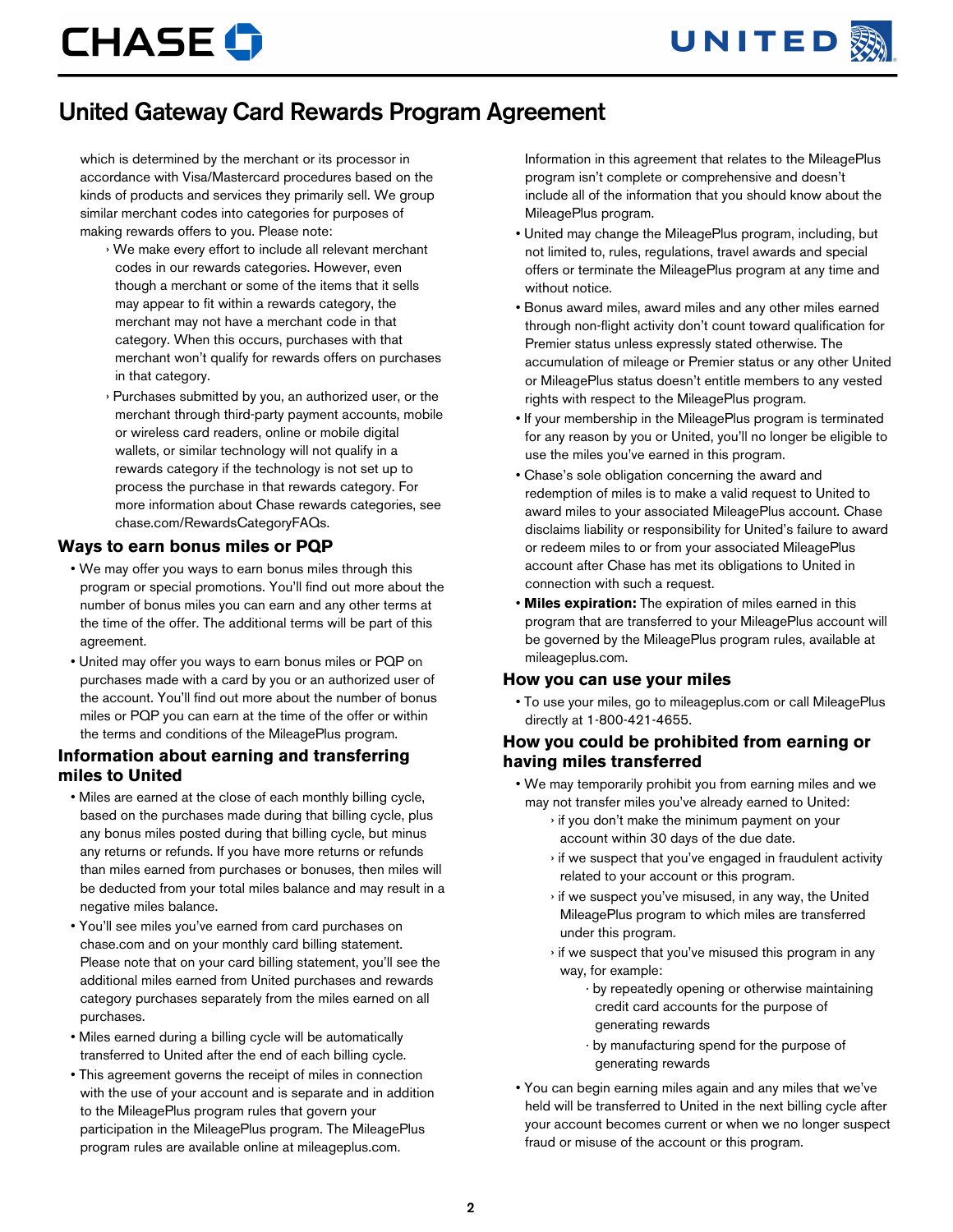# United Gateway Card Rewards Program Agreement

which is determined by the merchant or its processor in accordance with Visa/Mastercard procedures based on the kinds of products and services they primarily sell. We group similar merchant codes into categories for purposes of making rewards offers to you. Please note:

- We make every effort to include all relevant merchant codes in our rewards categories. However, even though a merchant or some of the items that it sells may appear to fit within a rewards category, the merchant may not have a merchant code in that category. When this occurs, purchases with that merchant won't qualify for rewards offers on purchases in that category.
- Purchases submitted by you, an authorized user, or the merchant through third-party payment accounts, mobile or wireless card readers, online or mobile digital wallets, or similar technology will not qualify in a rewards category if the technology is not set up to process the purchase in that rewards category. For more information about Chase rewards categories, see chase.com/RewardsCategoryFAQs.

### Ways to earn bonus miles or PQP

- We may offer you ways to earn bonus miles through this program or special promotions. You'll find out more about the number of bonus miles you can earn and any other terms at the time of the offer. The additional terms will be part of this agreement.
- United may offer you ways to earn bonus miles or PQP on purchases made with a card by you or an authorized user of the account. You'll find out more about the number of bonus miles or PQP you can earn at the time of the offer or within the terms and conditions of the MileagePlus program.

### Information about earning and transferring miles to United

- Miles are earned at the close of each monthly billing cycle, based on the purchases made during that billing cycle, plus any bonus miles posted during that billing cycle, but minus any returns or refunds. If you have more returns or refunds than miles earned from purchases or bonuses, then miles will be deducted from your total miles balance and may result in a negative miles balance.
- You'll see miles you've earned from card purchases on chase.com and on your monthly card billing statement. Please note that on your card billing statement, you'll see the additional miles earned from United purchases and rewards category purchases separately from the miles earned on all purchases.
- Miles earned during a billing cycle will be automatically transferred to United after the end of each billing cycle.
- This agreement governs the receipt of miles in connection with the use of your account and is separate and in addition to the MileagePlus program rules that govern your participation in the MileagePlus program. The MileagePlus program rules are available online at mileageplus.com. Information in this agreement that relates to the MileagePlus program isn't complete or comprehensive and doesn't include all of the information that you should know about the MileagePlus program.
- United may change the MileagePlus program, including, but not limited to, rules, regulations, travel awards and special offers or terminate the MileagePlus program at any time and without notice.
- Bonus award miles, award miles and any other miles earned through non-flight activity don't count toward qualification for Premier status unless expressly stated otherwise. The accumulation of mileage or Premier status or any other United or MileagePlus status doesn't entitle members to any vested rights with respect to the MileagePlus program.
- If your membership in the MileagePlus program is terminated for any reason by you or United, you'll no longer be eligible to use the miles you've earned in this program.
- Chase's sole obligation concerning the award and redemption of miles is to make a valid request to United to award miles to your associated MileagePlus account. Chase disclaims liability or responsibility for United's failure to award or redeem miles to or from your associated MileagePlus account after Chase has met its obligations to United in connection with such a request.
- **Miles expiration:** The expiration of miles earned in this program that are transferred to your MileagePlus account will be governed by the MileagePlus program rules, available at mileageplus.com.

### How you can use your miles

- To use your miles, go to mileageplus.com or call MileagePlus directly at 1-800-421-4655.

### How you could be prohibited from earning or having miles transferred

- We may temporarily prohibit you from earning miles and we may not transfer miles you've already earned to United:
  - if you don't make the minimum payment on your account within 30 days of the due date.
  - if we suspect that you've engaged in fraudulent activity related to your account or this program.
  - if we suspect you've misused, in any way, the United MileagePlus program to which miles are transferred under this program.
  - if we suspect that you've misused this program in any way, for example:
    - by repeatedly opening or otherwise maintaining credit card accounts for the purpose of generating rewards
    - by manufacturing spend for the purpose of generating rewards
- You can begin earning miles again and any miles that we've held will be transferred to United in the next billing cycle after your account becomes current or when we no longer suspect fraud or misuse of the account or this program.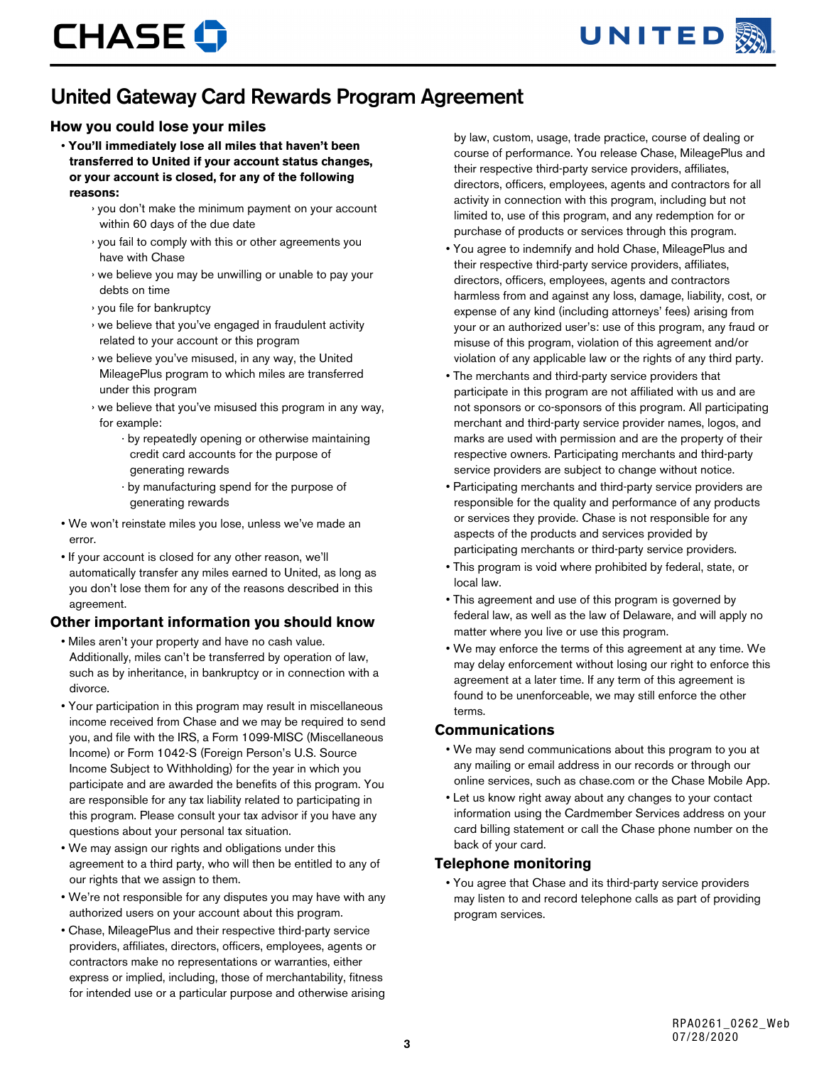# United Gateway Card Rewards Program Agreement

## How you could lose your miles

- **You'll immediately lose all miles that haven't been transferred to United if your account status changes, or your account is closed, for any of the following reasons:**
  - you don't make the minimum payment on your account within 60 days of the due date
  - you fail to comply with this or other agreements you have with Chase
  - we believe you may be unwilling or unable to pay your debts on time
  - you file for bankruptcy
  - we believe that you've engaged in fraudulent activity related to your account or this program
  - we believe you've misused, in any way, the United MileagePlus program to which miles are transferred under this program
  - we believe that you've misused this program in any way, for example:
    - by repeatedly opening or otherwise maintaining credit card accounts for the purpose of generating rewards
    - by manufacturing spend for the purpose of generating rewards
- We won't reinstate miles you lose, unless we've made an error.
- If your account is closed for any other reason, we'll automatically transfer any miles earned to United, as long as you don't lose them for any of the reasons described in this agreement.

## Other important information you should know

- Miles aren't your property and have no cash value. Additionally, miles can't be transferred by operation of law, such as by inheritance, in bankruptcy or in connection with a divorce.
- Your participation in this program may result in miscellaneous income received from Chase and we may be required to send you, and file with the IRS, a Form 1099-MISC (Miscellaneous Income) or Form 1042-S (Foreign Person's U.S. Source Income Subject to Withholding) for the year in which you participate and are awarded the benefits of this program. You are responsible for any tax liability related to participating in this program. Please consult your tax advisor if you have any questions about your personal tax situation.
- We may assign our rights and obligations under this agreement to a third party, who will then be entitled to any of our rights that we assign to them.
- We're not responsible for any disputes you may have with any authorized users on your account about this program.
- Chase, MileagePlus and their respective third-party service providers, affiliates, directors, officers, employees, agents or contractors make no representations or warranties, either express or implied, including, those of merchantability, fitness for intended use or a particular purpose and otherwise arising by law, custom, usage, trade practice, course of dealing or course of performance. You release Chase, MileagePlus and their respective third-party service providers, affiliates, directors, officers, employees, agents and contractors for all activity in connection with this program, including but not limited to, use of this program, and any redemption for or purchase of products or services through this program.
- You agree to indemnify and hold Chase, MileagePlus and their respective third-party service providers, affiliates, directors, officers, employees, agents and contractors harmless from and against any loss, damage, liability, cost, or expense of any kind (including attorneys' fees) arising from your or an authorized user's: use of this program, any fraud or misuse of this program, violation of this agreement and/or violation of any applicable law or the rights of any third party.
- The merchants and third-party service providers that participate in this program are not affiliated with us and are not sponsors or co-sponsors of this program. All participating merchant and third-party service provider names, logos, and marks are used with permission and are the property of their respective owners. Participating merchants and third-party service providers are subject to change without notice.
- Participating merchants and third-party service providers are responsible for the quality and performance of any products or services they provide. Chase is not responsible for any aspects of the products and services provided by participating merchants or third-party service providers.
- This program is void where prohibited by federal, state, or local law.
- This agreement and use of this program is governed by federal law, as well as the law of Delaware, and will apply no matter where you live or use this program.
- We may enforce the terms of this agreement at any time. We may delay enforcement without losing our right to enforce this agreement at a later time. If any term of this agreement is found to be unenforceable, we may still enforce the other terms.

## Communications

- We may send communications about this program to you at any mailing or email address in our records or through our online services, such as chase.com or the Chase Mobile App.
- Let us know right away about any changes to your contact information using the Cardmember Services address on your card billing statement or call the Chase phone number on the back of your card.

## Telephone monitoring

- You agree that Chase and its third-party service providers may listen to and record telephone calls as part of providing program services.

RPA0261_0262_Web
07/28/2020